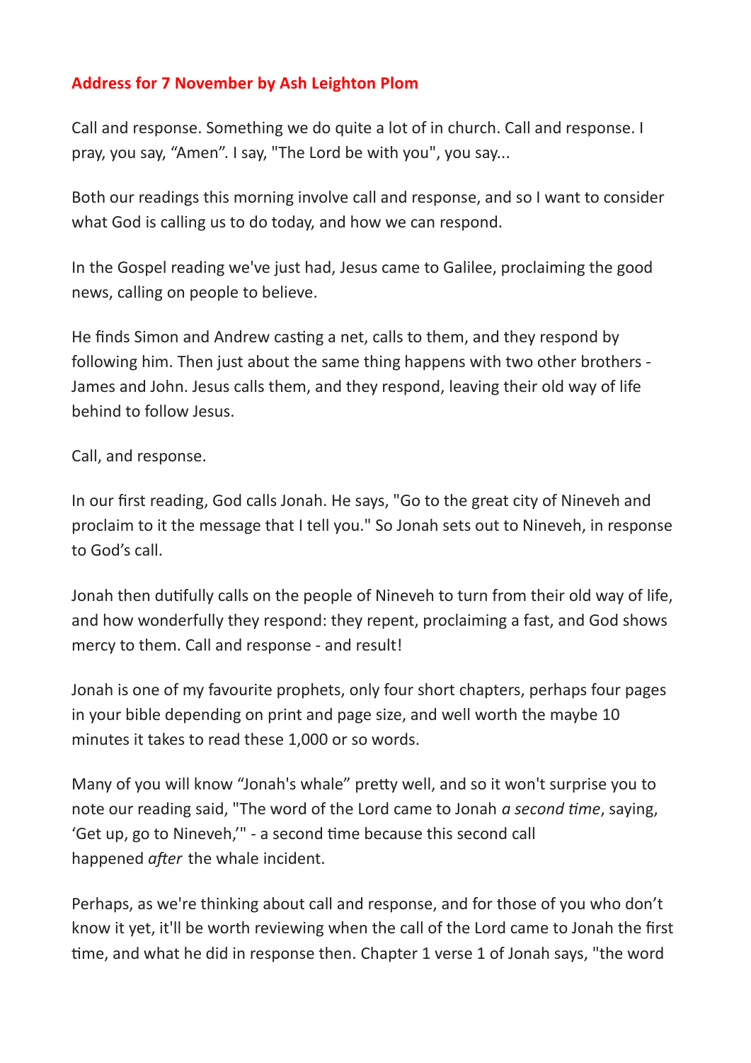**Address for 7 November by Ash Leighton Plom**

Call and response. Something we do quite a lot of in church. Call and response. I pray, you say, “Amen”. I say, "The Lord be with you", you say...

Both our readings this morning involve call and response, and so I want to consider what God is calling us to do today, and how we can respond.

In the Gospel reading we've just had, Jesus came to Galilee, proclaiming the good news, calling on people to believe.

He finds Simon and Andrew casting a net, calls to them, and they respond by following him. Then just about the same thing happens with two other brothers - James and John. Jesus calls them, and they respond, leaving their old way of life behind to follow Jesus.

Call, and response.

In our first reading, God calls Jonah. He says, "Go to the great city of Nineveh and proclaim to it the message that I tell you." So Jonah sets out to Nineveh, in response to God’s call.

Jonah then dutifully calls on the people of Nineveh to turn from their old way of life, and how wonderfully they respond: they repent, proclaiming a fast, and God shows mercy to them. Call and response - and result!

Jonah is one of my favourite prophets, only four short chapters, perhaps four pages in your bible depending on print and page size, and well worth the maybe 10 minutes it takes to read these 1,000 or so words.

Many of you will know “Jonah's whale” pretty well, and so it won't surprise you to note our reading said, "The word of the Lord came to Jonah *a second time*, saying, ‘Get up, go to Nineveh,’" - a second time because this second call happened *after* the whale incident.

Perhaps, as we're thinking about call and response, and for those of you who don’t know it yet, it'll be worth reviewing when the call of the Lord came to Jonah the first time, and what he did in response then. Chapter 1 verse 1 of Jonah says, "the word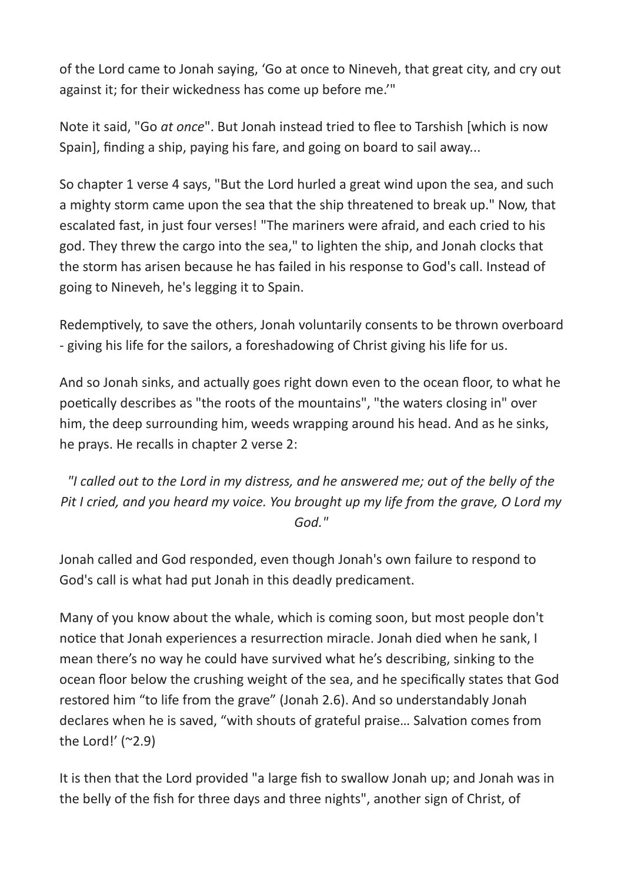of the Lord came to Jonah saying, 'Go at once to Nineveh, that great city, and cry out against it; for their wickedness has come up before me.'"

Note it said, "Go *at once*". But Jonah instead tried to flee to Tarshish [which is now Spain], finding a ship, paying his fare, and going on board to sail away...

So chapter 1 verse 4 says, "But the Lord hurled a great wind upon the sea, and such a mighty storm came upon the sea that the ship threatened to break up." Now, that escalated fast, in just four verses! "The mariners were afraid, and each cried to his god. They threw the cargo into the sea," to lighten the ship, and Jonah clocks that the storm has arisen because he has failed in his response to God's call. Instead of going to Nineveh, he's legging it to Spain.

Redemptively, to save the others, Jonah voluntarily consents to be thrown overboard - giving his life for the sailors, a foreshadowing of Christ giving his life for us.

And so Jonah sinks, and actually goes right down even to the ocean floor, to what he poetically describes as "the roots of the mountains", "the waters closing in" over him, the deep surrounding him, weeds wrapping around his head. And as he sinks, he prays. He recalls in chapter 2 verse 2:

*"I called out to the Lord in my distress, and he answered me; out of the belly of the Pit I cried, and you heard my voice. You brought up my life from the grave, O Lord my God."*

Jonah called and God responded, even though Jonah's own failure to respond to God's call is what had put Jonah in this deadly predicament.

Many of you know about the whale, which is coming soon, but most people don't notice that Jonah experiences a resurrection miracle. Jonah died when he sank, I mean there's no way he could have survived what he's describing, sinking to the ocean floor below the crushing weight of the sea, and he specifically states that God restored him "to life from the grave" (Jonah 2.6). And so understandably Jonah declares when he is saved, "with shouts of grateful praise… Salvation comes from the Lord!' (~2.9)

It is then that the Lord provided "a large fish to swallow Jonah up; and Jonah was in the belly of the fish for three days and three nights", another sign of Christ, of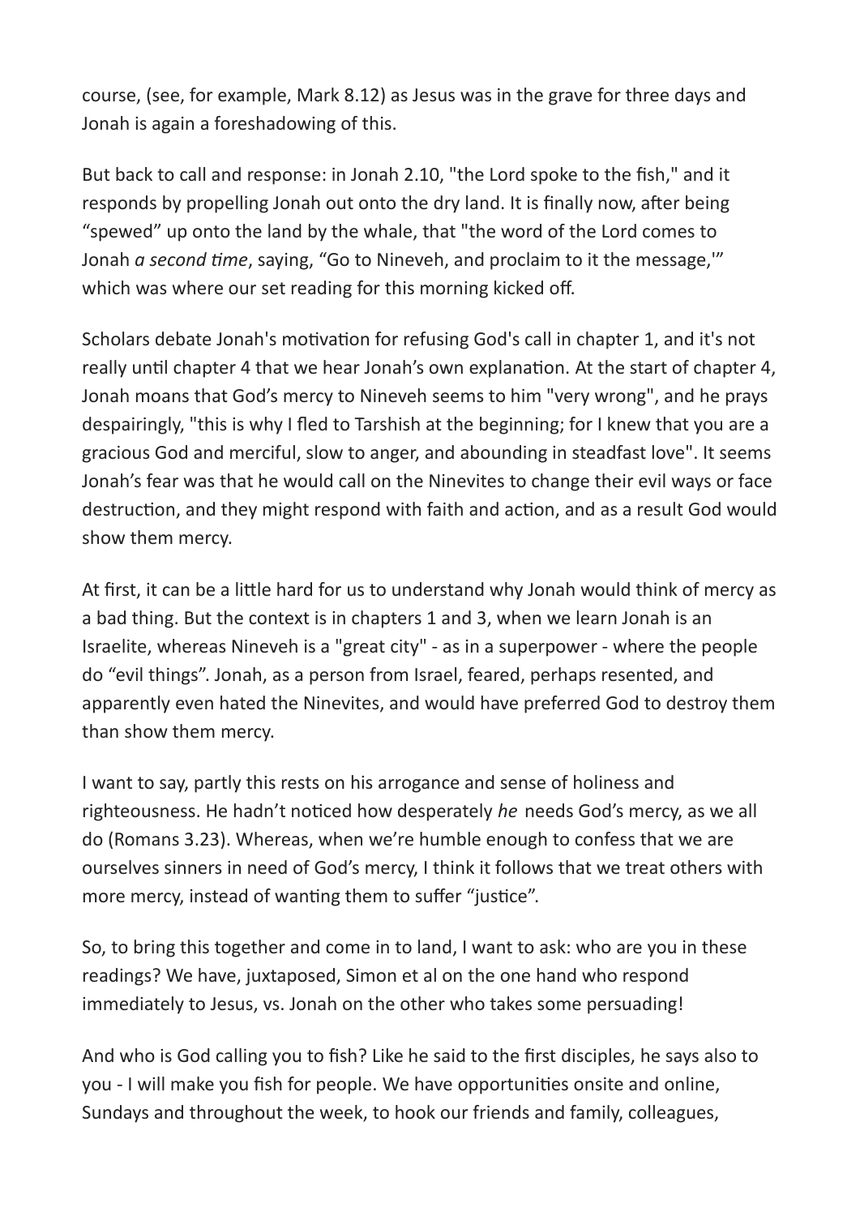course, (see, for example, Mark 8.12) as Jesus was in the grave for three days and Jonah is again a foreshadowing of this.

But back to call and response: in Jonah 2.10, "the Lord spoke to the fish," and it responds by propelling Jonah out onto the dry land. It is finally now, after being “spewed” up onto the land by the whale, that "the word of the Lord comes to Jonah *a second time*, saying, “Go to Nineveh, and proclaim to it the message,'” which was where our set reading for this morning kicked off.

Scholars debate Jonah's motivation for refusing God's call in chapter 1, and it's not really until chapter 4 that we hear Jonah’s own explanation. At the start of chapter 4, Jonah moans that God’s mercy to Nineveh seems to him "very wrong", and he prays despairingly, "this is why I fled to Tarshish at the beginning; for I knew that you are a gracious God and merciful, slow to anger, and abounding in steadfast love". It seems Jonah’s fear was that he would call on the Ninevites to change their evil ways or face destruction, and they might respond with faith and action, and as a result God would show them mercy.

At first, it can be a little hard for us to understand why Jonah would think of mercy as a bad thing. But the context is in chapters 1 and 3, when we learn Jonah is an Israelite, whereas Nineveh is a "great city" - as in a superpower - where the people do “evil things”. Jonah, as a person from Israel, feared, perhaps resented, and apparently even hated the Ninevites, and would have preferred God to destroy them than show them mercy.

I want to say, partly this rests on his arrogance and sense of holiness and righteousness. He hadn’t noticed how desperately *he* needs God’s mercy, as we all do (Romans 3.23). Whereas, when we’re humble enough to confess that we are ourselves sinners in need of God’s mercy, I think it follows that we treat others with more mercy, instead of wanting them to suffer “justice”.

So, to bring this together and come in to land, I want to ask: who are you in these readings? We have, juxtaposed, Simon et al on the one hand who respond immediately to Jesus, vs. Jonah on the other who takes some persuading!

And who is God calling you to fish? Like he said to the first disciples, he says also to you - I will make you fish for people. We have opportunities onsite and online, Sundays and throughout the week, to hook our friends and family, colleagues,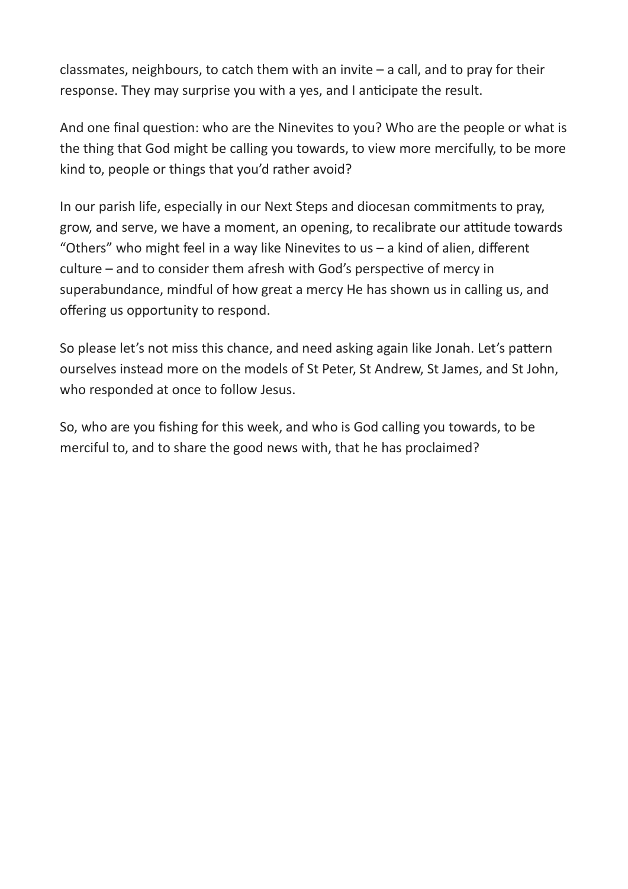classmates, neighbours, to catch them with an invite – a call, and to pray for their response. They may surprise you with a yes, and I anticipate the result.

And one final question: who are the Ninevites to you? Who are the people or what is the thing that God might be calling you towards, to view more mercifully, to be more kind to, people or things that you'd rather avoid?

In our parish life, especially in our Next Steps and diocesan commitments to pray, grow, and serve, we have a moment, an opening, to recalibrate our attitude towards "Others" who might feel in a way like Ninevites to us – a kind of alien, different culture – and to consider them afresh with God's perspective of mercy in superabundance, mindful of how great a mercy He has shown us in calling us, and offering us opportunity to respond.

So please let's not miss this chance, and need asking again like Jonah. Let's pattern ourselves instead more on the models of St Peter, St Andrew, St James, and St John, who responded at once to follow Jesus.

So, who are you fishing for this week, and who is God calling you towards, to be merciful to, and to share the good news with, that he has proclaimed?